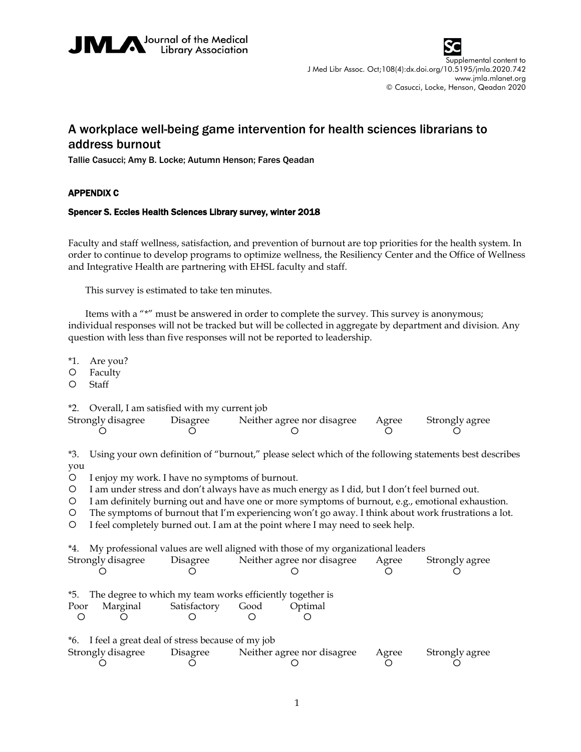Supplemental content to J Med Libr Assoc. Oct;108(4):dx.doi.org/10.5195/jmla.2020.742
www.jmla.mlanet.org
© Casucci, Locke, Henson, Qeadan 2020

# A workplace well-being game intervention for health sciences librarians to address burnout

Tallie Casucci; Amy B. Locke; Autumn Henson; Fares Qeadan

## APPENDIX C

### Spencer S. Eccles Health Sciences Library survey, winter 2018

Faculty and staff wellness, satisfaction, and prevention of burnout are top priorities for the health system. In order to continue to develop programs to optimize wellness, the Resiliency Center and the Office of Wellness and Integrative Health are partnering with EHSL faculty and staff.

This survey is estimated to take ten minutes.

Items with a "*" must be answered in order to complete the survey. This survey is anonymous; individual responses will not be tracked but will be collected in aggregate by department and division. Any question with less than five responses will not be reported to leadership.

*1. Are you?

- ○ Faculty
- ○ Staff

*2. Overall, I am satisfied with my current job

| Strongly disagree | Disagree | Neither agree nor disagree | Agree | Strongly agree |
|---|---|---|---|---|
| ○ | ○ | ○ | ○ | ○ |

*3. Using your own definition of "burnout," please select which of the following statements best describes you

- ○ I enjoy my work. I have no symptoms of burnout.
- ○ I am under stress and don't always have as much energy as I did, but I don't feel burned out.
- ○ I am definitely burning out and have one or more symptoms of burnout, e.g., emotional exhaustion.
- ○ The symptoms of burnout that I'm experiencing won't go away. I think about work frustrations a lot.
- ○ I feel completely burned out. I am at the point where I may need to seek help.

*4. My professional values are well aligned with those of my organizational leaders

| Strongly disagree | Disagree | Neither agree nor disagree | Agree | Strongly agree |
|---|---|---|---|---|
| ○ | ○ | ○ | ○ | ○ |

*5. The degree to which my team works efficiently together is

| Poor | Marginal | Satisfactory | Good | Optimal |
|---|---|---|---|---|
| ○ | ○ | ○ | ○ | ○ |

*6. I feel a great deal of stress because of my job

| Strongly disagree | Disagree | Neither agree nor disagree | Agree | Strongly agree |
|---|---|---|---|---|
| ○ | ○ | ○ | ○ | ○ |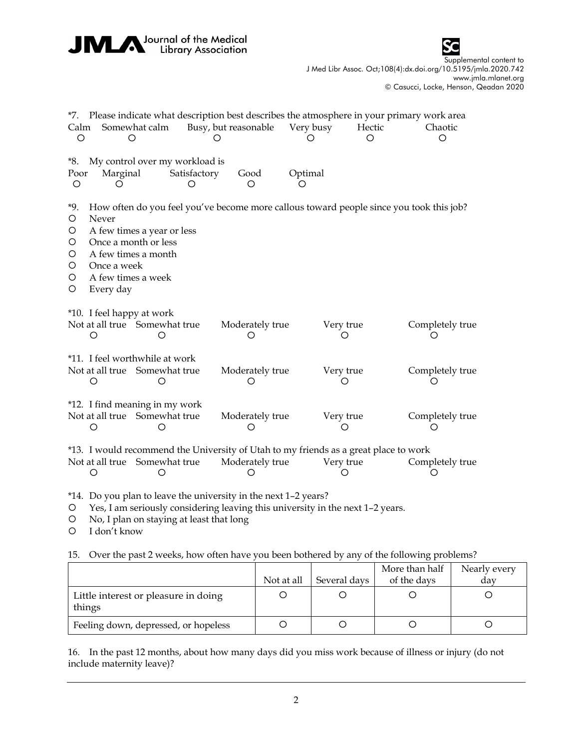*7. Please indicate what description best describes the atmosphere in your primary work area

| Calm | Somewhat calm | Busy, but reasonable | Very busy | Hectic | Chaotic |
|---|---|---|---|---|---|
| O | O | O | O | O | O |

*8. My control over my workload is

| Poor | Marginal | Satisfactory | Good | Optimal |
|---|---|---|---|---|
| O | O | O | O | O |

*9. How often do you feel you've become more callous toward people since you took this job?

- O Never
- O A few times a year or less
- O Once a month or less
- O A few times a month
- O Once a week
- O A few times a week
- O Every day

*10. I feel happy at work

| Not at all true | Somewhat true | Moderately true | Very true | Completely true |
|---|---|---|---|---|
| O | O | O | O | O |

*11. I feel worthwhile at work

| Not at all true | Somewhat true | Moderately true | Very true | Completely true |
|---|---|---|---|---|
| O | O | O | O | O |

*12. I find meaning in my work

| Not at all true | Somewhat true | Moderately true | Very true | Completely true |
|---|---|---|---|---|
| O | O | O | O | O |

*13. I would recommend the University of Utah to my friends as a great place to work

| Not at all true | Somewhat true | Moderately true | Very true | Completely true |
|---|---|---|---|---|
| O | O | O | O | O |

*14. Do you plan to leave the university in the next 1–2 years?

- O Yes, I am seriously considering leaving this university in the next 1–2 years.
- O No, I plan on staying at least that long
- O I don't know

15. Over the past 2 weeks, how often have you been bothered by any of the following problems?

| | Not at all | Several days | More than half of the days | Nearly every day |
|---|---|---|---|---|
| Little interest or pleasure in doing things | O | O | O | O |
| Feeling down, depressed, or hopeless | O | O | O | O |

16. In the past 12 months, about how many days did you miss work because of illness or injury (do not include maternity leave)?

___________________________________________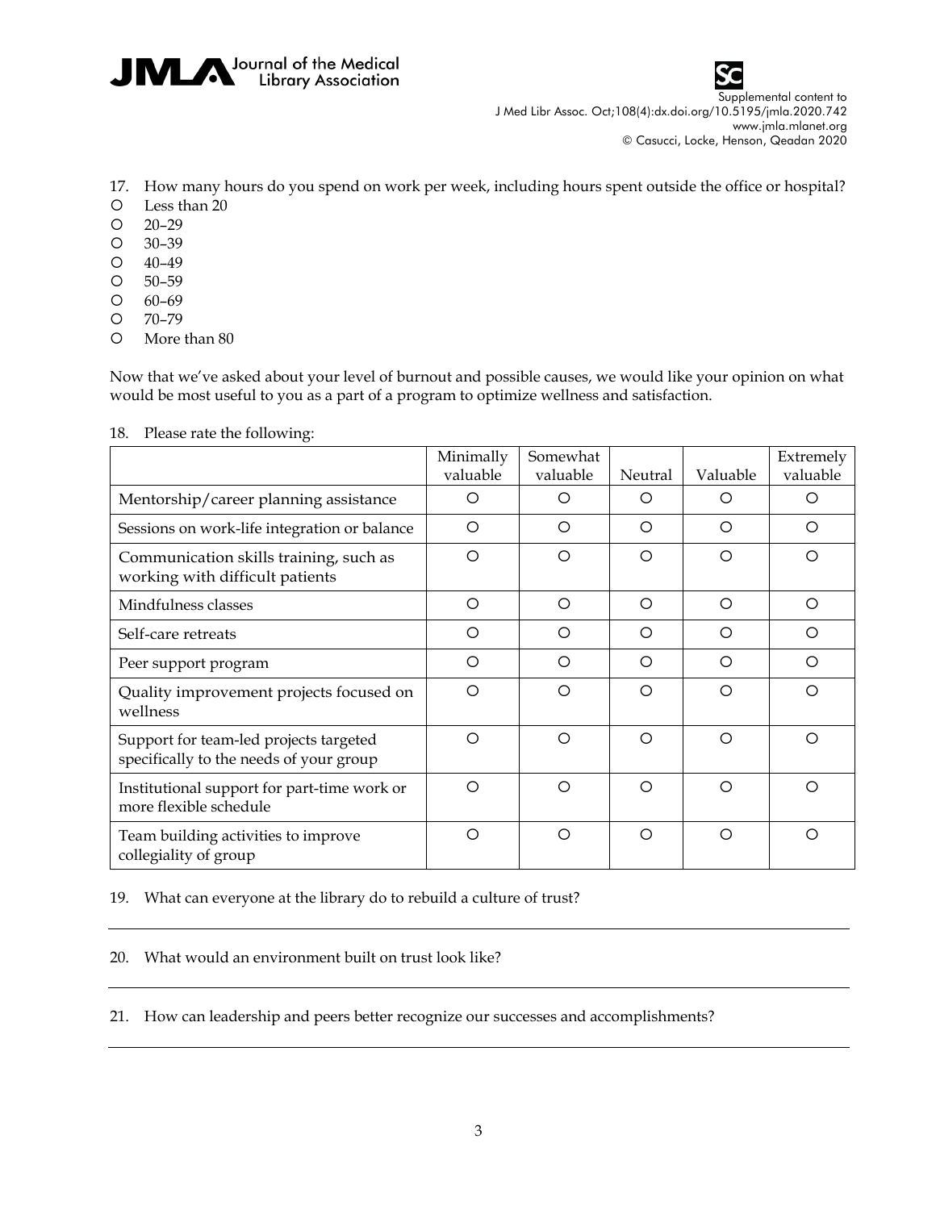17. How many hours do you spend on work per week, including hours spent outside the office or hospital?
- ○ Less than 20
- ○ 20–29
- ○ 30–39
- ○ 40–49
- ○ 50–59
- ○ 60–69
- ○ 70–79
- ○ More than 80

Now that we've asked about your level of burnout and possible causes, we would like your opinion on what would be most useful to you as a part of a program to optimize wellness and satisfaction.

18. Please rate the following:

| | Minimally valuable | Somewhat valuable | Neutral | Valuable | Extremely valuable |
|---|---|---|---|---|---|
| Mentorship/career planning assistance | ○ | ○ | ○ | ○ | ○ |
| Sessions on work-life integration or balance | ○ | ○ | ○ | ○ | ○ |
| Communication skills training, such as working with difficult patients | ○ | ○ | ○ | ○ | ○ |
| Mindfulness classes | ○ | ○ | ○ | ○ | ○ |
| Self-care retreats | ○ | ○ | ○ | ○ | ○ |
| Peer support program | ○ | ○ | ○ | ○ | ○ |
| Quality improvement projects focused on wellness | ○ | ○ | ○ | ○ | ○ |
| Support for team-led projects targeted specifically to the needs of your group | ○ | ○ | ○ | ○ | ○ |
| Institutional support for part-time work or more flexible schedule | ○ | ○ | ○ | ○ | ○ |
| Team building activities to improve collegiality of group | ○ | ○ | ○ | ○ | ○ |

19. What can everyone at the library do to rebuild a culture of trust?

---

20. What would an environment built on trust look like?

---

21. How can leadership and peers better recognize our successes and accomplishments?

---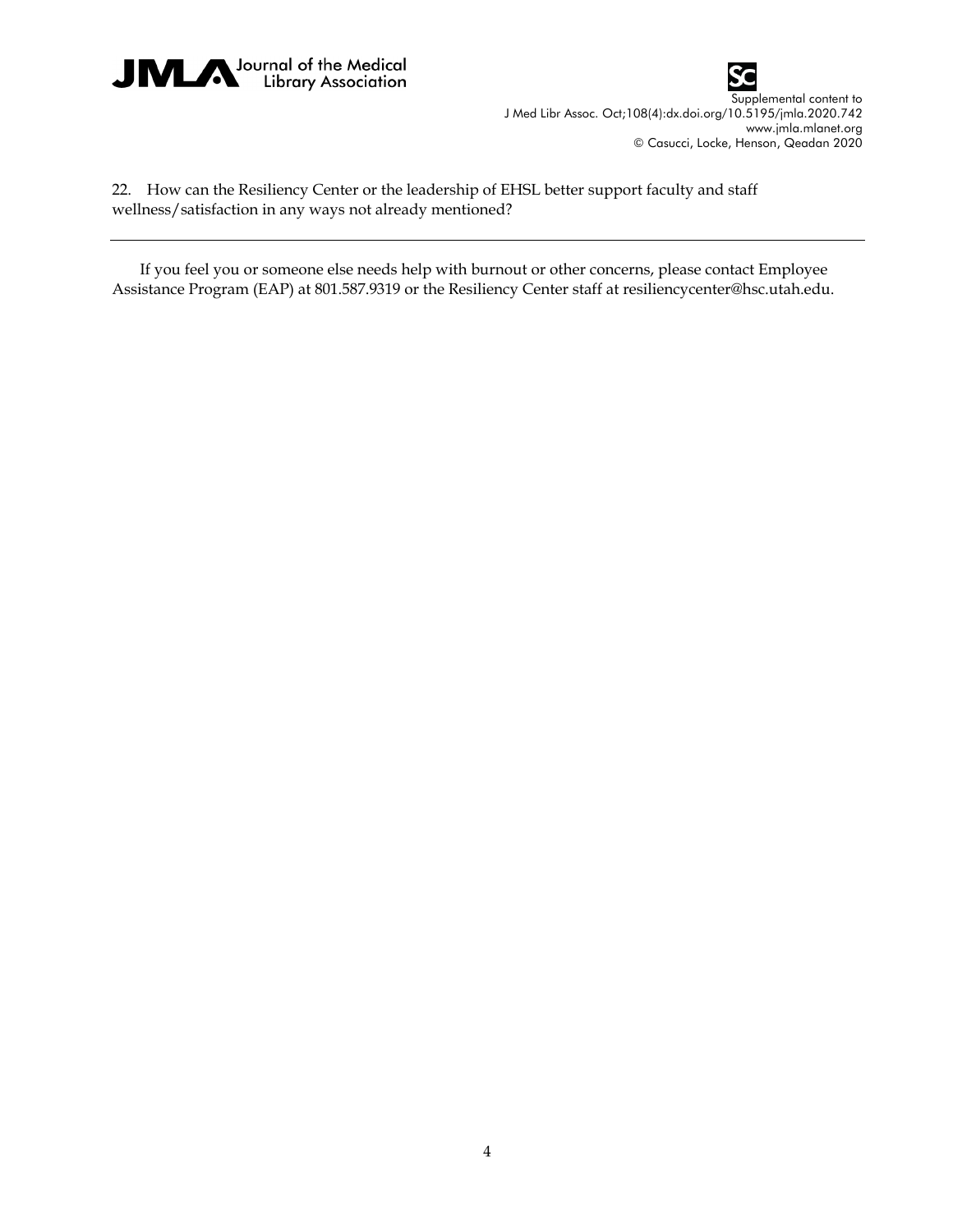22. How can the Resiliency Center or the leadership of EHSL better support faculty and staff wellness/satisfaction in any ways not already mentioned?

---

If you feel you or someone else needs help with burnout or other concerns, please contact Employee Assistance Program (EAP) at 801.587.9319 or the Resiliency Center staff at resiliencycenter@hsc.utah.edu.